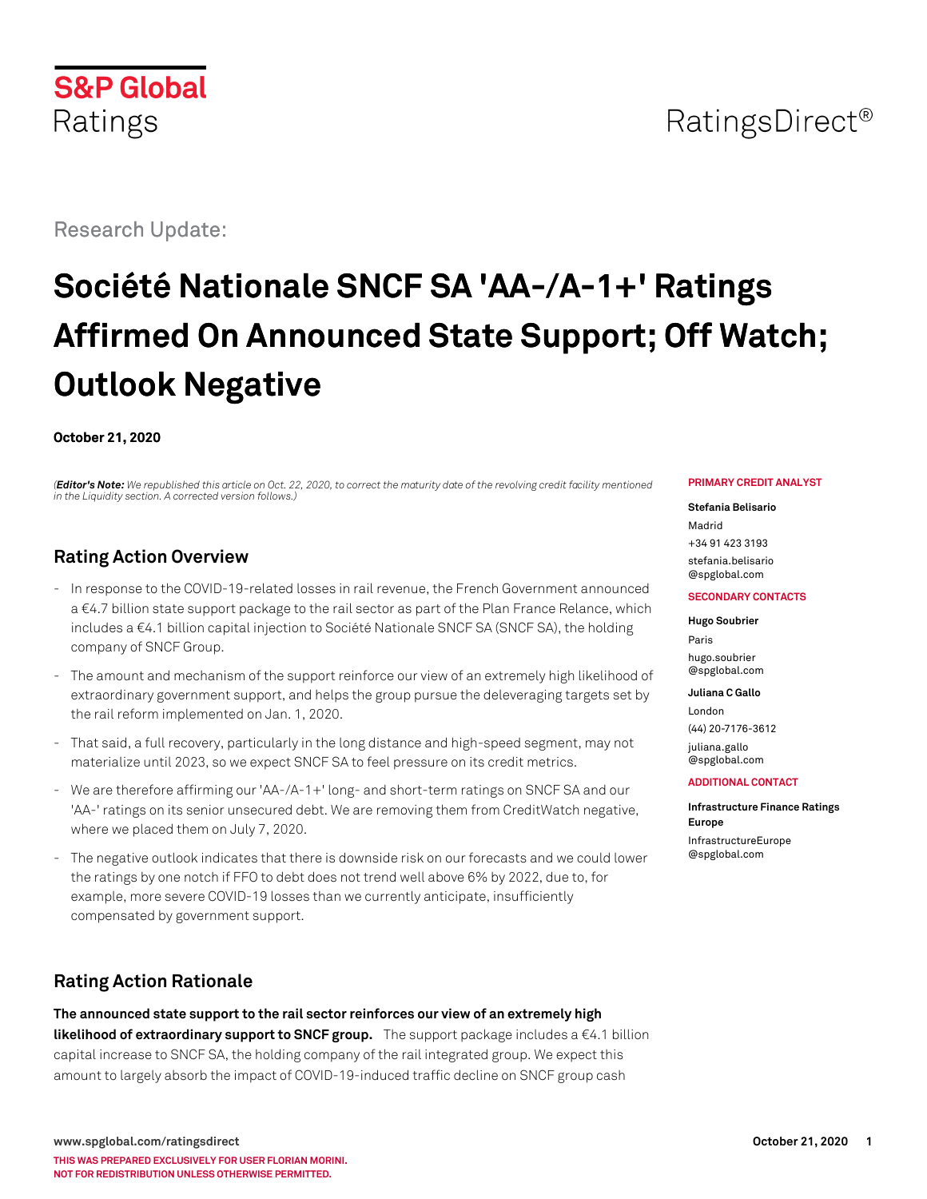S&P Global Ratings

RatingsDirect®

Research Update:

# Société Nationale SNCF SA 'AA-/A-1+' Ratings Affirmed On Announced State Support; Off Watch; Outlook Negative

**October 21, 2020**

*(**Editor's Note:** We republished this article on Oct. 22, 2020, to correct the maturity date of the revolving credit facility mentioned in the Liquidity section. A corrected version follows.)*

**PRIMARY CREDIT ANALYST**

**Stefania Belisario**
Madrid
+34 91 423 3193
stefania.belisario@spglobal.com

**SECONDARY CONTACTS**

**Hugo Soubrier**
Paris
hugo.soubrier@spglobal.com

**Juliana C Gallo**
London
(44) 20-7176-3612
juliana.gallo@spglobal.com

**ADDITIONAL CONTACT**

**Infrastructure Finance Ratings Europe**
InfrastructureEurope@spglobal.com

## Rating Action Overview

- In response to the COVID-19-related losses in rail revenue, the French Government announced a €4.7 billion state support package to the rail sector as part of the Plan France Relance, which includes a €4.1 billion capital injection to Société Nationale SNCF SA (SNCF SA), the holding company of SNCF Group.
- The amount and mechanism of the support reinforce our view of an extremely high likelihood of extraordinary government support, and helps the group pursue the deleveraging targets set by the rail reform implemented on Jan. 1, 2020.
- That said, a full recovery, particularly in the long distance and high-speed segment, may not materialize until 2023, so we expect SNCF SA to feel pressure on its credit metrics.
- We are therefore affirming our 'AA-/A-1+' long- and short-term ratings on SNCF SA and our 'AA-' ratings on its senior unsecured debt. We are removing them from CreditWatch negative, where we placed them on July 7, 2020.
- The negative outlook indicates that there is downside risk on our forecasts and we could lower the ratings by one notch if FFO to debt does not trend well above 6% by 2022, due to, for example, more severe COVID-19 losses than we currently anticipate, insufficiently compensated by government support.

## Rating Action Rationale

**The announced state support to the rail sector reinforces our view of an extremely high likelihood of extraordinary support to SNCF group.** The support package includes a €4.1 billion capital increase to SNCF SA, the holding company of the rail integrated group. We expect this amount to largely absorb the impact of COVID-19-induced traffic decline on SNCF group cash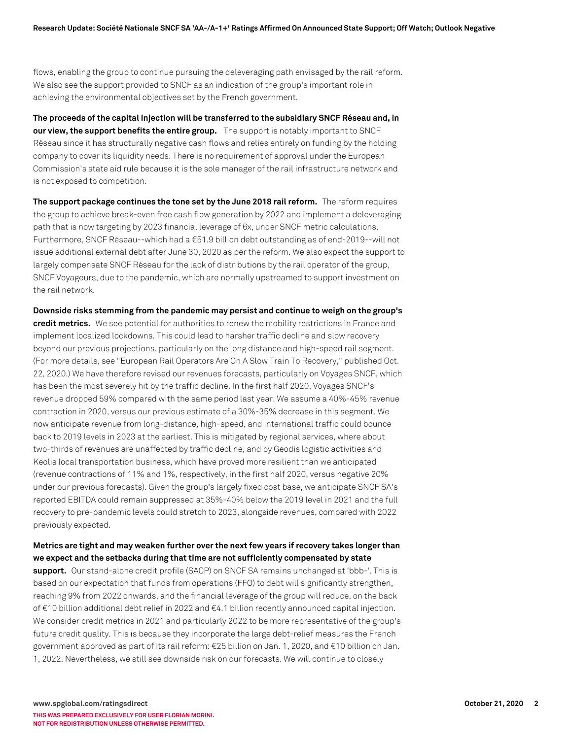flows, enabling the group to continue pursuing the deleveraging path envisaged by the rail reform. We also see the support provided to SNCF as an indication of the group's important role in achieving the environmental objectives set by the French government.

**The proceeds of the capital injection will be transferred to the subsidiary SNCF Réseau and, in our view, the support benefits the entire group.** The support is notably important to SNCF Réseau since it has structurally negative cash flows and relies entirely on funding by the holding company to cover its liquidity needs. There is no requirement of approval under the European Commission's state aid rule because it is the sole manager of the rail infrastructure network and is not exposed to competition.

**The support package continues the tone set by the June 2018 rail reform.** The reform requires the group to achieve break-even free cash flow generation by 2022 and implement a deleveraging path that is now targeting by 2023 financial leverage of 6x, under SNCF metric calculations. Furthermore, SNCF Réseau--which had a €51.9 billion debt outstanding as of end-2019--will not issue additional external debt after June 30, 2020 as per the reform. We also expect the support to largely compensate SNCF Réseau for the lack of distributions by the rail operator of the group, SNCF Voyageurs, due to the pandemic, which are normally upstreamed to support investment on the rail network.

**Downside risks stemming from the pandemic may persist and continue to weigh on the group's credit metrics.** We see potential for authorities to renew the mobility restrictions in France and implement localized lockdowns. This could lead to harsher traffic decline and slow recovery beyond our previous projections, particularly on the long distance and high-speed rail segment. (For more details, see "European Rail Operators Are On A Slow Train To Recovery," published Oct. 22, 2020.) We have therefore revised our revenues forecasts, particularly on Voyages SNCF, which has been the most severely hit by the traffic decline. In the first half 2020, Voyages SNCF's revenue dropped 59% compared with the same period last year. We assume a 40%-45% revenue contraction in 2020, versus our previous estimate of a 30%-35% decrease in this segment. We now anticipate revenue from long-distance, high-speed, and international traffic could bounce back to 2019 levels in 2023 at the earliest. This is mitigated by regional services, where about two-thirds of revenues are unaffected by traffic decline, and by Geodis logistic activities and Keolis local transportation business, which have proved more resilient than we anticipated (revenue contractions of 11% and 1%, respectively, in the first half 2020, versus negative 20% under our previous forecasts). Given the group's largely fixed cost base, we anticipate SNCF SA's reported EBITDA could remain suppressed at 35%-40% below the 2019 level in 2021 and the full recovery to pre-pandemic levels could stretch to 2023, alongside revenues, compared with 2022 previously expected.

**Metrics are tight and may weaken further over the next few years if recovery takes longer than we expect and the setbacks during that time are not sufficiently compensated by state support.** Our stand-alone credit profile (SACP) on SNCF SA remains unchanged at 'bbb-'. This is based on our expectation that funds from operations (FFO) to debt will significantly strengthen, reaching 9% from 2022 onwards, and the financial leverage of the group will reduce, on the back of €10 billion additional debt relief in 2022 and €4.1 billion recently announced capital injection. We consider credit metrics in 2021 and particularly 2022 to be more representative of the group's future credit quality. This is because they incorporate the large debt-relief measures the French government approved as part of its rail reform: €25 billion on Jan. 1, 2020, and €10 billion on Jan. 1, 2022. Nevertheless, we still see downside risk on our forecasts. We will continue to closely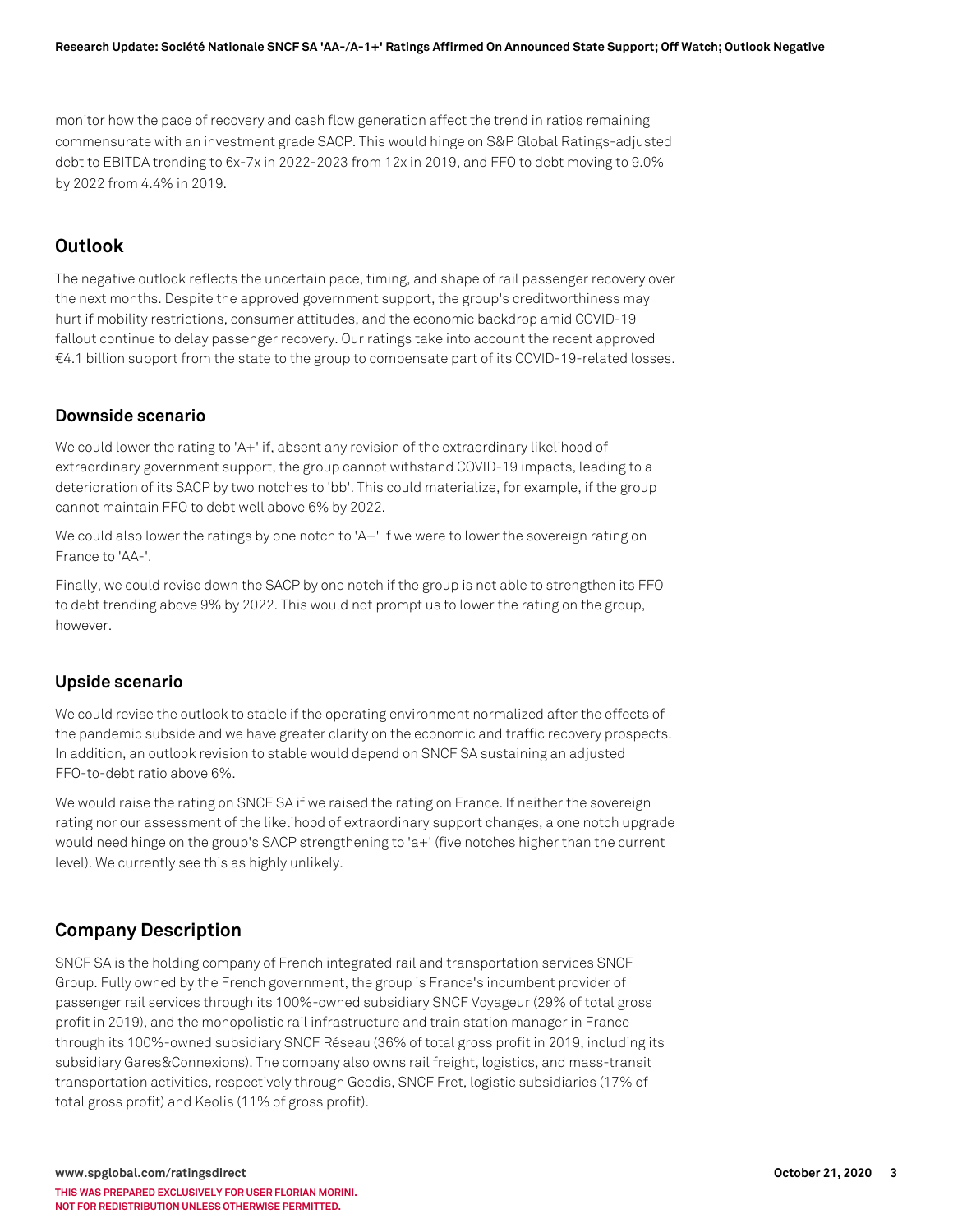monitor how the pace of recovery and cash flow generation affect the trend in ratios remaining commensurate with an investment grade SACP. This would hinge on S&P Global Ratings-adjusted debt to EBITDA trending to 6x-7x in 2022-2023 from 12x in 2019, and FFO to debt moving to 9.0% by 2022 from 4.4% in 2019.

## Outlook

The negative outlook reflects the uncertain pace, timing, and shape of rail passenger recovery over the next months. Despite the approved government support, the group's creditworthiness may hurt if mobility restrictions, consumer attitudes, and the economic backdrop amid COVID-19 fallout continue to delay passenger recovery. Our ratings take into account the recent approved €4.1 billion support from the state to the group to compensate part of its COVID-19-related losses.

### Downside scenario

We could lower the rating to 'A+' if, absent any revision of the extraordinary likelihood of extraordinary government support, the group cannot withstand COVID-19 impacts, leading to a deterioration of its SACP by two notches to 'bb'. This could materialize, for example, if the group cannot maintain FFO to debt well above 6% by 2022.

We could also lower the ratings by one notch to 'A+' if we were to lower the sovereign rating on France to 'AA-'.

Finally, we could revise down the SACP by one notch if the group is not able to strengthen its FFO to debt trending above 9% by 2022. This would not prompt us to lower the rating on the group, however.

### Upside scenario

We could revise the outlook to stable if the operating environment normalized after the effects of the pandemic subside and we have greater clarity on the economic and traffic recovery prospects. In addition, an outlook revision to stable would depend on SNCF SA sustaining an adjusted FFO-to-debt ratio above 6%.

We would raise the rating on SNCF SA if we raised the rating on France. If neither the sovereign rating nor our assessment of the likelihood of extraordinary support changes, a one notch upgrade would need hinge on the group's SACP strengthening to 'a+' (five notches higher than the current level). We currently see this as highly unlikely.

## Company Description

SNCF SA is the holding company of French integrated rail and transportation services SNCF Group. Fully owned by the French government, the group is France's incumbent provider of passenger rail services through its 100%-owned subsidiary SNCF Voyageur (29% of total gross profit in 2019), and the monopolistic rail infrastructure and train station manager in France through its 100%-owned subsidiary SNCF Réseau (36% of total gross profit in 2019, including its subsidiary Gares&Connexions). The company also owns rail freight, logistics, and mass-transit transportation activities, respectively through Geodis, SNCF Fret, logistic subsidiaries (17% of total gross profit) and Keolis (11% of gross profit).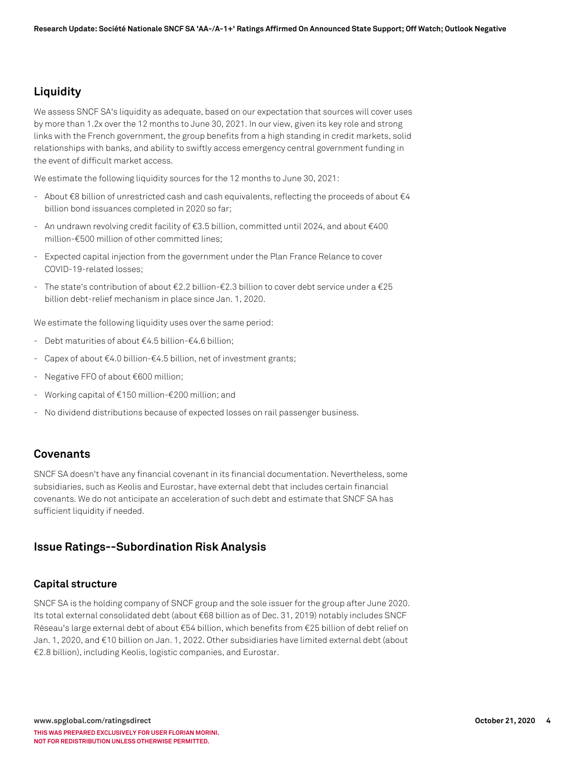## Liquidity

We assess SNCF SA's liquidity as adequate, based on our expectation that sources will cover uses by more than 1.2x over the 12 months to June 30, 2021. In our view, given its key role and strong links with the French government, the group benefits from a high standing in credit markets, solid relationships with banks, and ability to swiftly access emergency central government funding in the event of difficult market access.

We estimate the following liquidity sources for the 12 months to June 30, 2021:

- About €8 billion of unrestricted cash and cash equivalents, reflecting the proceeds of about €4 billion bond issuances completed in 2020 so far;
- An undrawn revolving credit facility of €3.5 billion, committed until 2024, and about €400 million-€500 million of other committed lines;
- Expected capital injection from the government under the Plan France Relance to cover COVID-19-related losses;
- The state's contribution of about €2.2 billion-€2.3 billion to cover debt service under a €25 billion debt-relief mechanism in place since Jan. 1, 2020.

We estimate the following liquidity uses over the same period:

- Debt maturities of about €4.5 billion-€4.6 billion;
- Capex of about €4.0 billion-€4.5 billion, net of investment grants;
- Negative FFO of about €600 million;
- Working capital of €150 million-€200 million; and
- No dividend distributions because of expected losses on rail passenger business.

## Covenants

SNCF SA doesn't have any financial covenant in its financial documentation. Nevertheless, some subsidiaries, such as Keolis and Eurostar, have external debt that includes certain financial covenants. We do not anticipate an acceleration of such debt and estimate that SNCF SA has sufficient liquidity if needed.

## Issue Ratings--Subordination Risk Analysis

### Capital structure

SNCF SA is the holding company of SNCF group and the sole issuer for the group after June 2020. Its total external consolidated debt (about €68 billion as of Dec. 31, 2019) notably includes SNCF Réseau's large external debt of about €54 billion, which benefits from €25 billion of debt relief on Jan. 1, 2020, and €10 billion on Jan. 1, 2022. Other subsidiaries have limited external debt (about €2.8 billion), including Keolis, logistic companies, and Eurostar.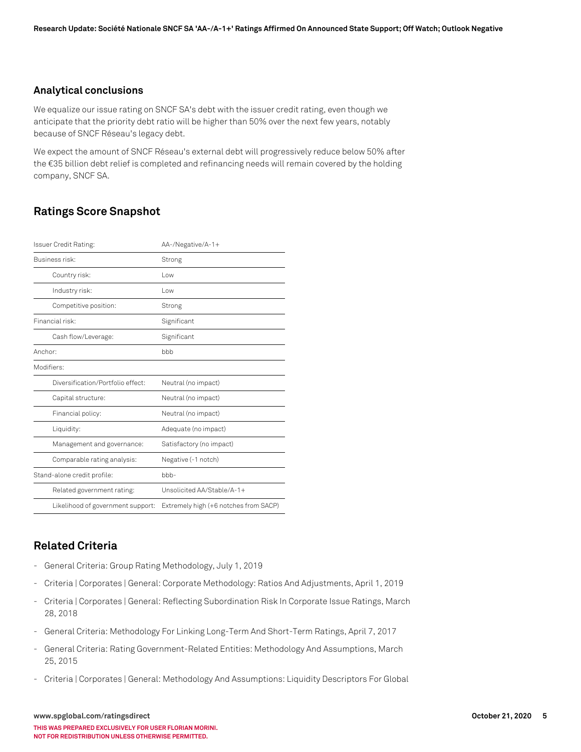### Analytical conclusions

We equalize our issue rating on SNCF SA's debt with the issuer credit rating, even though we anticipate that the priority debt ratio will be higher than 50% over the next few years, notably because of SNCF Réseau's legacy debt.

We expect the amount of SNCF Réseau's external debt will progressively reduce below 50% after the €35 billion debt relief is completed and refinancing needs will remain covered by the holding company, SNCF SA.

## Ratings Score Snapshot

| Issuer Credit Rating: | AA-/Negative/A-1+ |
|---|---|
| Business risk: | Strong |
| Country risk: | Low |
| Industry risk: | Low |
| Competitive position: | Strong |
| Financial risk: | Significant |
| Cash flow/Leverage: | Significant |
| Anchor: | bbb |
| Modifiers: | |
| Diversification/Portfolio effect: | Neutral (no impact) |
| Capital structure: | Neutral (no impact) |
| Financial policy: | Neutral (no impact) |
| Liquidity: | Adequate (no impact) |
| Management and governance: | Satisfactory (no impact) |
| Comparable rating analysis: | Negative (-1 notch) |
| Stand-alone credit profile: | bbb- |
| Related government rating: | Unsolicited AA/Stable/A-1+ |
| Likelihood of government support: | Extremely high (+6 notches from SACP) |

## Related Criteria

- General Criteria: Group Rating Methodology, July 1, 2019
- Criteria | Corporates | General: Corporate Methodology: Ratios And Adjustments, April 1, 2019
- Criteria | Corporates | General: Reflecting Subordination Risk In Corporate Issue Ratings, March 28, 2018
- General Criteria: Methodology For Linking Long-Term And Short-Term Ratings, April 7, 2017
- General Criteria: Rating Government-Related Entities: Methodology And Assumptions, March 25, 2015
- Criteria | Corporates | General: Methodology And Assumptions: Liquidity Descriptors For Global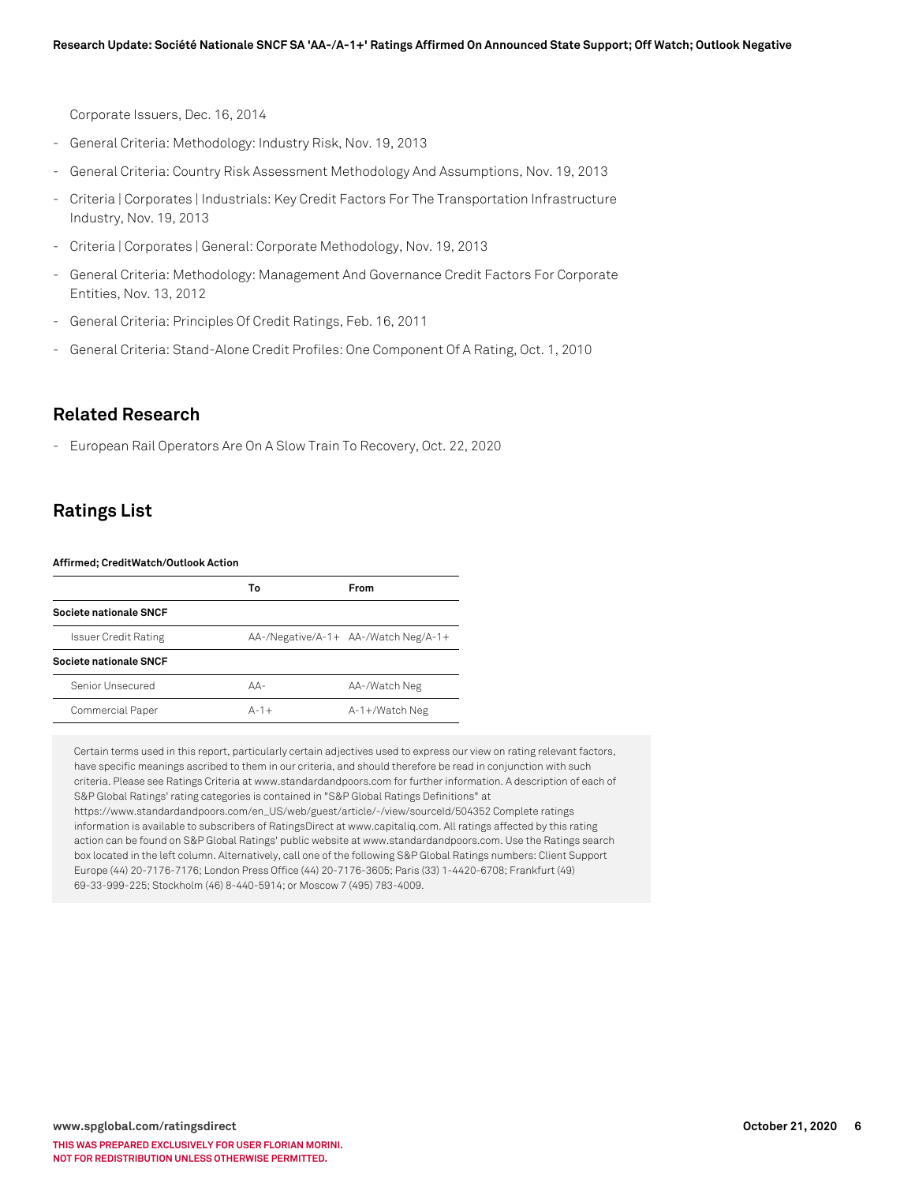Corporate Issuers, Dec. 16, 2014

- General Criteria: Methodology: Industry Risk, Nov. 19, 2013
- General Criteria: Country Risk Assessment Methodology And Assumptions, Nov. 19, 2013
- Criteria | Corporates | Industrials: Key Credit Factors For The Transportation Infrastructure Industry, Nov. 19, 2013
- Criteria | Corporates | General: Corporate Methodology, Nov. 19, 2013
- General Criteria: Methodology: Management And Governance Credit Factors For Corporate Entities, Nov. 13, 2012
- General Criteria: Principles Of Credit Ratings, Feb. 16, 2011
- General Criteria: Stand-Alone Credit Profiles: One Component Of A Rating, Oct. 1, 2010

## Related Research

- European Rail Operators Are On A Slow Train To Recovery, Oct. 22, 2020

## Ratings List

**Affirmed; CreditWatch/Outlook Action**

| | To | From |
|---|---|---|
| **Societe nationale SNCF** | | |
| Issuer Credit Rating | AA-/Negative/A-1+ | AA-/Watch Neg/A-1+ |
| **Societe nationale SNCF** | | |
| Senior Unsecured | AA- | AA-/Watch Neg |
| Commercial Paper | A-1+ | A-1+/Watch Neg |

Certain terms used in this report, particularly certain adjectives used to express our view on rating relevant factors, have specific meanings ascribed to them in our criteria, and should therefore be read in conjunction with such criteria. Please see Ratings Criteria at www.standardandpoors.com for further information. A description of each of S&P Global Ratings' rating categories is contained in "S&P Global Ratings Definitions" at https://www.standardandpoors.com/en_US/web/guest/article/-/view/sourceId/504352 Complete ratings information is available to subscribers of RatingsDirect at www.capitaliq.com. All ratings affected by this rating action can be found on S&P Global Ratings' public website at www.standardandpoors.com. Use the Ratings search box located in the left column. Alternatively, call one of the following S&P Global Ratings numbers: Client Support Europe (44) 20-7176-7176; London Press Office (44) 20-7176-3605; Paris (33) 1-4420-6708; Frankfurt (49) 69-33-999-225; Stockholm (46) 8-440-5914; or Moscow 7 (495) 783-4009.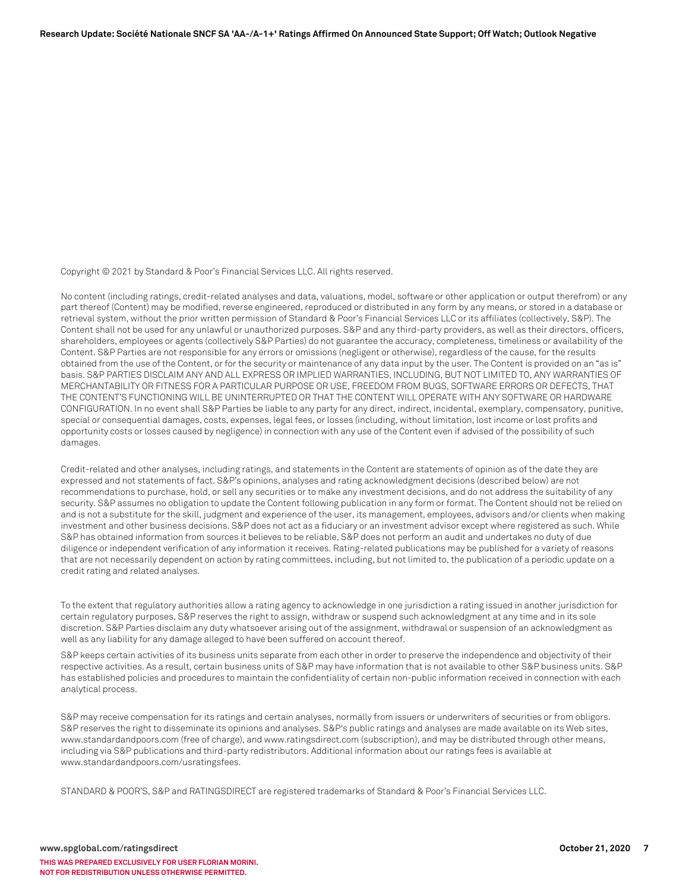Copyright © 2021 by Standard & Poor's Financial Services LLC. All rights reserved.

No content (including ratings, credit-related analyses and data, valuations, model, software or other application or output therefrom) or any part thereof (Content) may be modified, reverse engineered, reproduced or distributed in any form by any means, or stored in a database or retrieval system, without the prior written permission of Standard & Poor's Financial Services LLC or its affiliates (collectively, S&P). The Content shall not be used for any unlawful or unauthorized purposes. S&P and any third-party providers, as well as their directors, officers, shareholders, employees or agents (collectively S&P Parties) do not guarantee the accuracy, completeness, timeliness or availability of the Content. S&P Parties are not responsible for any errors or omissions (negligent or otherwise), regardless of the cause, for the results obtained from the use of the Content, or for the security or maintenance of any data input by the user. The Content is provided on an "as is" basis. S&P PARTIES DISCLAIM ANY AND ALL EXPRESS OR IMPLIED WARRANTIES, INCLUDING, BUT NOT LIMITED TO, ANY WARRANTIES OF MERCHANTABILITY OR FITNESS FOR A PARTICULAR PURPOSE OR USE, FREEDOM FROM BUGS, SOFTWARE ERRORS OR DEFECTS, THAT THE CONTENT'S FUNCTIONING WILL BE UNINTERRUPTED OR THAT THE CONTENT WILL OPERATE WITH ANY SOFTWARE OR HARDWARE CONFIGURATION. In no event shall S&P Parties be liable to any party for any direct, indirect, incidental, exemplary, compensatory, punitive, special or consequential damages, costs, expenses, legal fees, or losses (including, without limitation, lost income or lost profits and opportunity costs or losses caused by negligence) in connection with any use of the Content even if advised of the possibility of such damages.

Credit-related and other analyses, including ratings, and statements in the Content are statements of opinion as of the date they are expressed and not statements of fact. S&P's opinions, analyses and rating acknowledgment decisions (described below) are not recommendations to purchase, hold, or sell any securities or to make any investment decisions, and do not address the suitability of any security. S&P assumes no obligation to update the Content following publication in any form or format. The Content should not be relied on and is not a substitute for the skill, judgment and experience of the user, its management, employees, advisors and/or clients when making investment and other business decisions. S&P does not act as a fiduciary or an investment advisor except where registered as such. While S&P has obtained information from sources it believes to be reliable, S&P does not perform an audit and undertakes no duty of due diligence or independent verification of any information it receives. Rating-related publications may be published for a variety of reasons that are not necessarily dependent on action by rating committees, including, but not limited to, the publication of a periodic update on a credit rating and related analyses.

To the extent that regulatory authorities allow a rating agency to acknowledge in one jurisdiction a rating issued in another jurisdiction for certain regulatory purposes, S&P reserves the right to assign, withdraw or suspend such acknowledgment at any time and in its sole discretion. S&P Parties disclaim any duty whatsoever arising out of the assignment, withdrawal or suspension of an acknowledgment as well as any liability for any damage alleged to have been suffered on account thereof.

S&P keeps certain activities of its business units separate from each other in order to preserve the independence and objectivity of their respective activities. As a result, certain business units of S&P may have information that is not available to other S&P business units. S&P has established policies and procedures to maintain the confidentiality of certain non-public information received in connection with each analytical process.

S&P may receive compensation for its ratings and certain analyses, normally from issuers or underwriters of securities or from obligors. S&P reserves the right to disseminate its opinions and analyses. S&P's public ratings and analyses are made available on its Web sites, www.standardandpoors.com (free of charge), and www.ratingsdirect.com (subscription), and may be distributed through other means, including via S&P publications and third-party redistributors. Additional information about our ratings fees is available at www.standardandpoors.com/usratingsfees.

STANDARD & POOR'S, S&P and RATINGSDIRECT are registered trademarks of Standard & Poor's Financial Services LLC.